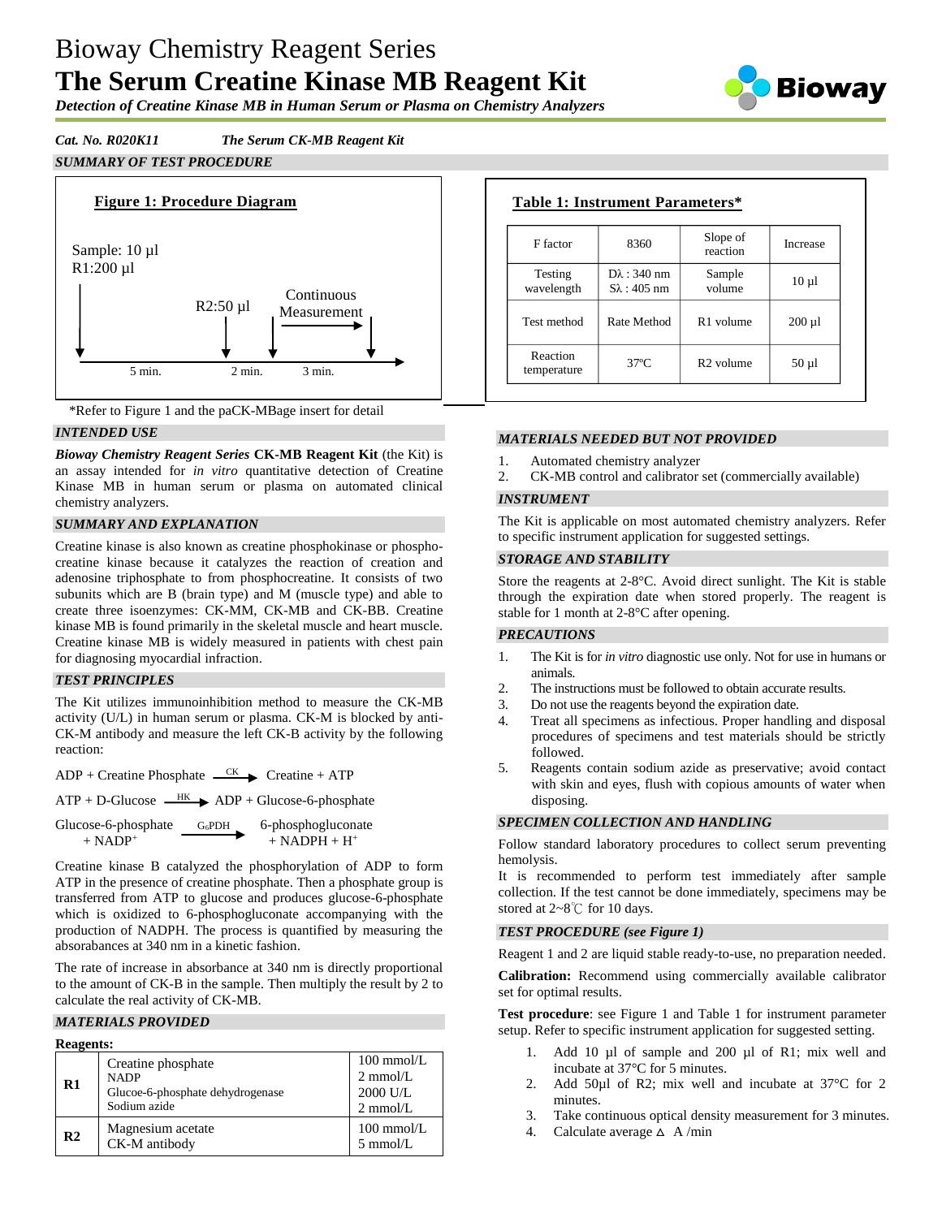# Bioway Chemistry Reagent Series
# The Serum Creatine Kinase MB Reagent Kit

***Detection of Creatine Kinase MB in Human Serum or Plasma on Chemistry Analyzers***

***Cat. No. R020K11*** ***The Serum CK-MB Reagent Kit***

### *SUMMARY OF TEST PROCEDURE*

**Figure 1: Procedure Diagram**

Sample: 10 µl
R1:200 µl

R2:50 µl

Continuous Measurement

5 min. 2 min. 3 min.

**Table 1: Instrument Parameters***

| F factor | 8360 | Slope of reaction | Increase |
|---|---|---|---|
| Testing wavelength | Dλ : 340 nm<br>Sλ : 405 nm | Sample volume | 10 µl |
| Test method | Rate Method | R1 volume | 200 µl |
| Reaction temperature | 37ºC | R2 volume | 50 µl |

*Refer to Figure 1 and the paCK-MBage insert for detail

### *INTENDED USE*

***Bioway Chemistry Reagent Series*** **CK-MB Reagent Kit** (the Kit) is an assay intended for *in vitro* quantitative detection of Creatine Kinase MB in human serum or plasma on automated clinical chemistry analyzers.

### *SUMMARY AND EXPLANATION*

Creatine kinase is also known as creatine phosphokinase or phospho-creatine kinase because it catalyzes the reaction of creation and adenosine triphosphate to from phosphocreatine. It consists of two subunits which are B (brain type) and M (muscle type) and able to create three isoenzymes: CK-MM, CK-MB and CK-BB. Creatine kinase MB is found primarily in the skeletal muscle and heart muscle. Creatine kinase MB is widely measured in patients with chest pain for diagnosing myocardial infraction.

### *TEST PRINCIPLES*

The Kit utilizes immunoinhibition method to measure the CK-MB activity (U/L) in human serum or plasma. CK-M is blocked by anti-CK-M antibody and measure the left CK-B activity by the following reaction:

$$\text{ADP} + \text{Creatine Phosphate} \xrightarrow{\text{CK}} \text{Creatine} + \text{ATP}$$

$$\text{ATP} + \text{D-Glucose} \xrightarrow{\text{HK}} \text{ADP} + \text{Glucose-6-phosphate}$$

$$\text{Glucose-6-phosphate} + \text{NADP}^+ \xrightarrow{\text{G}_6\text{PDH}} \text{6-phosphogluconate} + \text{NADPH} + \text{H}^+$$

Creatine kinase B catalyzed the phosphorylation of ADP to form ATP in the presence of creatine phosphate. Then a phosphate group is transferred from ATP to glucose and produces glucose-6-phosphate which is oxidized to 6-phosphogluconate accompanying with the production of NADPH. The process is quantified by measuring the absorbances at 340 nm in a kinetic fashion.

The rate of increase in absorbance at 340 nm is directly proportional to the amount of CK-B in the sample. Then multiply the result by 2 to calculate the real activity of CK-MB.

### *MATERIALS PROVIDED*

**Reagents:**

| | | |
|---|---|---|
| **R1** | Creatine phosphate<br>NADP<br>Glucoe-6-phosphate dehydrogenase<br>Sodium azide | 100 mmol/L<br>2 mmol/L<br>2000 U/L<br>2 mmol/L |
| **R2** | Magnesium acetate<br>CK-M antibody | 100 mmol/L<br>5 mmol/L |

### *MATERIALS NEEDED BUT NOT PROVIDED*

1. Automated chemistry analyzer
2. CK-MB control and calibrator set (commercially available)

### *INSTRUMENT*

The Kit is applicable on most automated chemistry analyzers. Refer to specific instrument application for suggested settings.

### *STORAGE AND STABILITY*

Store the reagents at 2-8°C. Avoid direct sunlight. The Kit is stable through the expiration date when stored properly. The reagent is stable for 1 month at 2-8°C after opening.

### *PRECAUTIONS*

1. The Kit is for *in vitro* diagnostic use only. Not for use in humans or animals.
2. The instructions must be followed to obtain accurate results.
3. Do not use the reagents beyond the expiration date.
4. Treat all specimens as infectious. Proper handling and disposal procedures of specimens and test materials should be strictly followed.
5. Reagents contain sodium azide as preservative; avoid contact with skin and eyes, flush with copious amounts of water when disposing.

### *SPECIMEN COLLECTION AND HANDLING*

Follow standard laboratory procedures to collect serum preventing hemolysis.
It is recommended to perform test immediately after sample collection. If the test cannot be done immediately, specimens may be stored at 2~8℃ for 10 days.

### *TEST PROCEDURE (see Figure 1)*

Reagent 1 and 2 are liquid stable ready-to-use, no preparation needed.

**Calibration:** Recommend using commercially available calibrator set for optimal results.

**Test procedure**: see Figure 1 and Table 1 for instrument parameter setup. Refer to specific instrument application for suggested setting.

1. Add 10 µl of sample and 200 µl of R1; mix well and incubate at 37°C for 5 minutes.
2. Add 50µl of R2; mix well and incubate at 37°C for 2 minutes.
3. Take continuous optical density measurement for 3 minutes.
4. Calculate average ΔA /min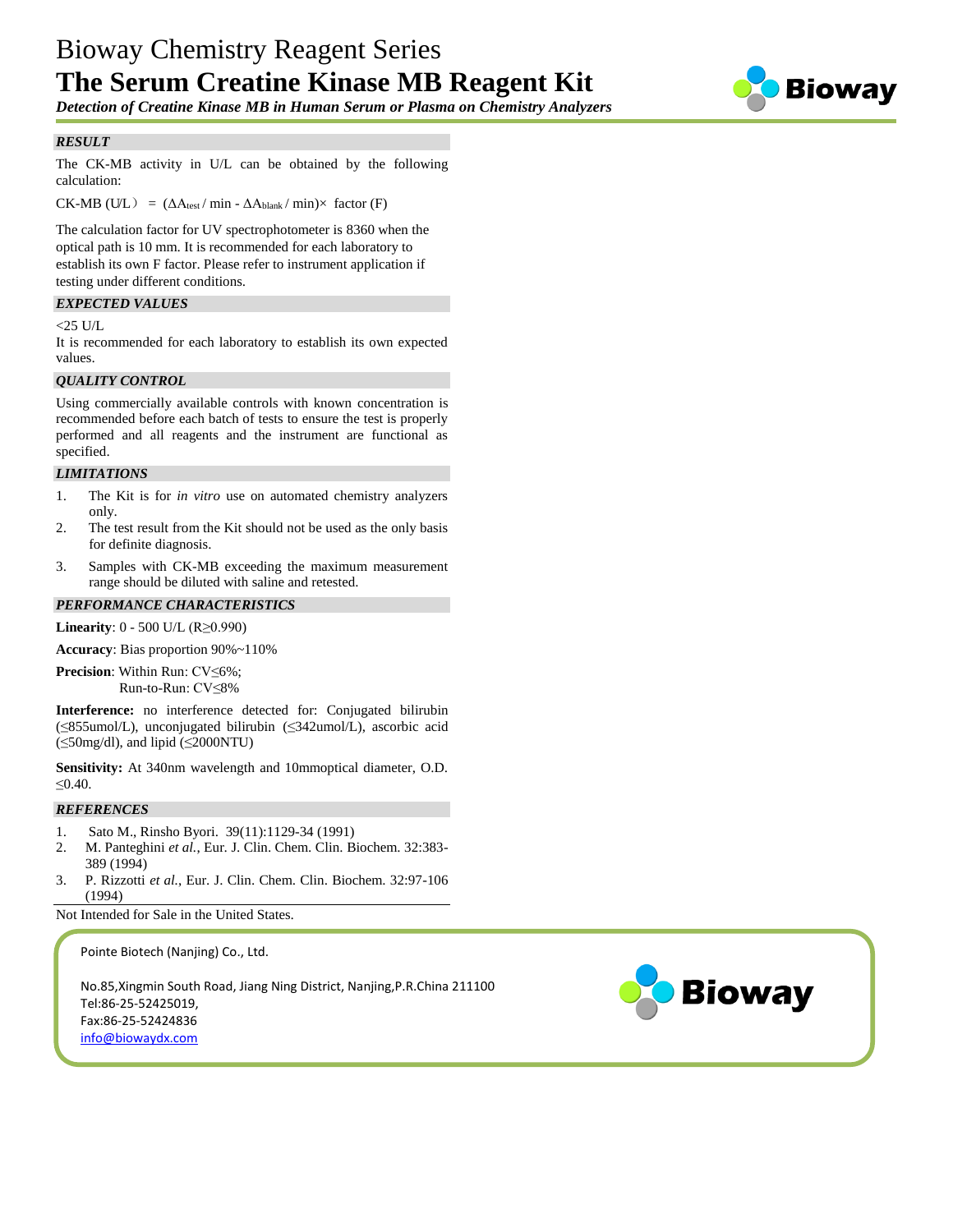# Bioway Chemistry Reagent Series

# The Serum Creatine Kinase MB Reagent Kit

***Detection of Creatine Kinase MB in Human Serum or Plasma on Chemistry Analyzers***

## *RESULT*

The CK-MB activity in U/L can be obtained by the following calculation:

CK-MB (U/L） = ($\Delta A_{test}$ / min - $\Delta A_{blank}$ / min)× factor (F)

The calculation factor for UV spectrophotometer is 8360 when the optical path is 10 mm. It is recommended for each laboratory to establish its own F factor. Please refer to instrument application if testing under different conditions.

## *EXPECTED VALUES*

<25 U/L

It is recommended for each laboratory to establish its own expected values.

## *QUALITY CONTROL*

Using commercially available controls with known concentration is recommended before each batch of tests to ensure the test is properly performed and all reagents and the instrument are functional as specified.

## *LIMITATIONS*

1. The Kit is for *in vitro* use on automated chemistry analyzers only.
2. The test result from the Kit should not be used as the only basis for definite diagnosis.
3. Samples with CK-MB exceeding the maximum measurement range should be diluted with saline and retested.

## *PERFORMANCE CHARACTERISTICS*

**Linearity**: 0 - 500 U/L (R≥0.990)

**Accuracy**: Bias proportion 90%~110%

**Precision**: Within Run: CV≤6%;
Run-to-Run: CV≤8%

**Interference:** no interference detected for: Conjugated bilirubin (≤855umol/L), unconjugated bilirubin (≤342umol/L), ascorbic acid (≤50mg/dl), and lipid (≤2000NTU)

**Sensitivity:** At 340nm wavelength and 10mmoptical diameter, O.D. ≤0.40.

## *REFERENCES*

1. Sato M., Rinsho Byori. 39(11):1129-34 (1991)
2. M. Panteghini *et al.*, Eur. J. Clin. Chem. Clin. Biochem. 32:383-389 (1994)
3. P. Rizzotti *et al.*, Eur. J. Clin. Chem. Clin. Biochem. 32:97-106 (1994)

Not Intended for Sale in the United States.

Pointe Biotech (Nanjing) Co., Ltd.

No.85,Xingmin South Road, Jiang Ning District, Nanjing,P.R.China 211100
Tel:86-25-52425019,
Fax:86-25-52424836
info@biowaydx.com